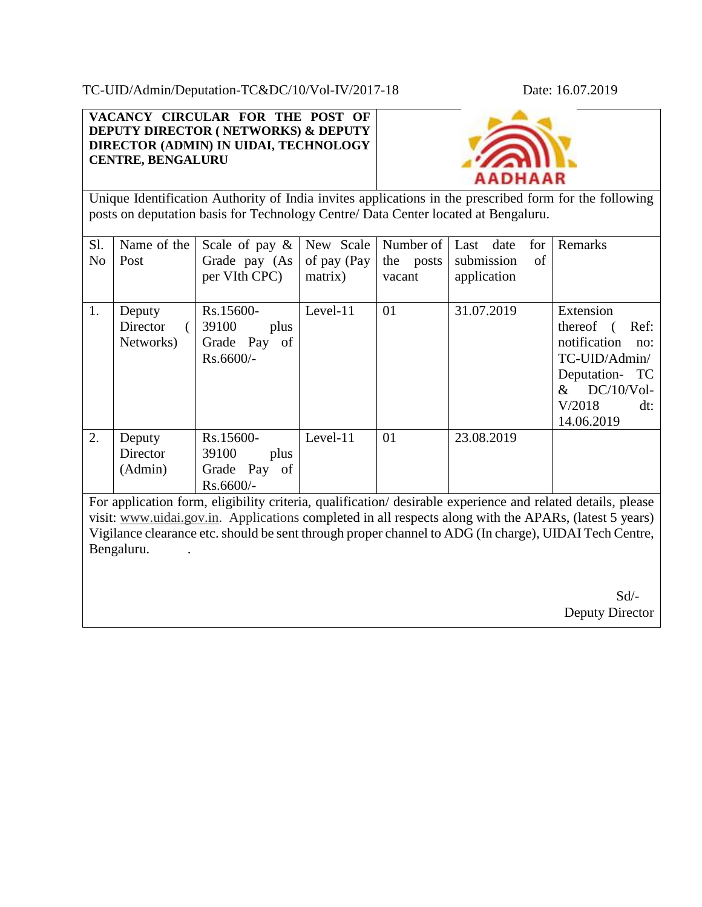TC-UID/Admin/Deputation-TC&DC/10/Vol-IV/2017-18 Date: 16.07.2019

**VACANCY CIRCULAR FOR THE POST OF DEPUTY DIRECTOR ( NETWORKS) & DEPUTY DIRECTOR (ADMIN) IN UIDAI, TECHNOLOGY CENTRE, BENGALURU**

AADHAAR

Unique Identification Authority of India invites applications in the prescribed form for the following posts on deputation basis for Technology Centre/ Data Center located at Bengaluru.

| Sl. No | Name of the Post | Scale of pay & Grade pay (As per VIth CPC) | New Scale of pay (Pay matrix) | Number of the posts vacant | Last date for submission of application | Remarks |
|---|---|---|---|---|---|---|
| 1. | Deputy Director ( Networks) | Rs.15600-39100 plus Grade Pay of Rs.6600/- | Level-11 | 01 | 31.07.2019 | Extension thereof ( Ref: notification no: TC-UID/Admin/ Deputation- TC & DC/10/Vol-V/2018 dt: 14.06.2019 |
| 2. | Deputy Director (Admin) | Rs.15600-39100 plus Grade Pay of Rs.6600/- | Level-11 | 01 | 23.08.2019 | |

For application form, eligibility criteria, qualification/ desirable experience and related details, please visit: www.uidai.gov.in. Applications completed in all respects along with the APARs, (latest 5 years) Vigilance clearance etc. should be sent through proper channel to ADG (In charge), UIDAI Tech Centre, Bengaluru. .

Sd/-
Deputy Director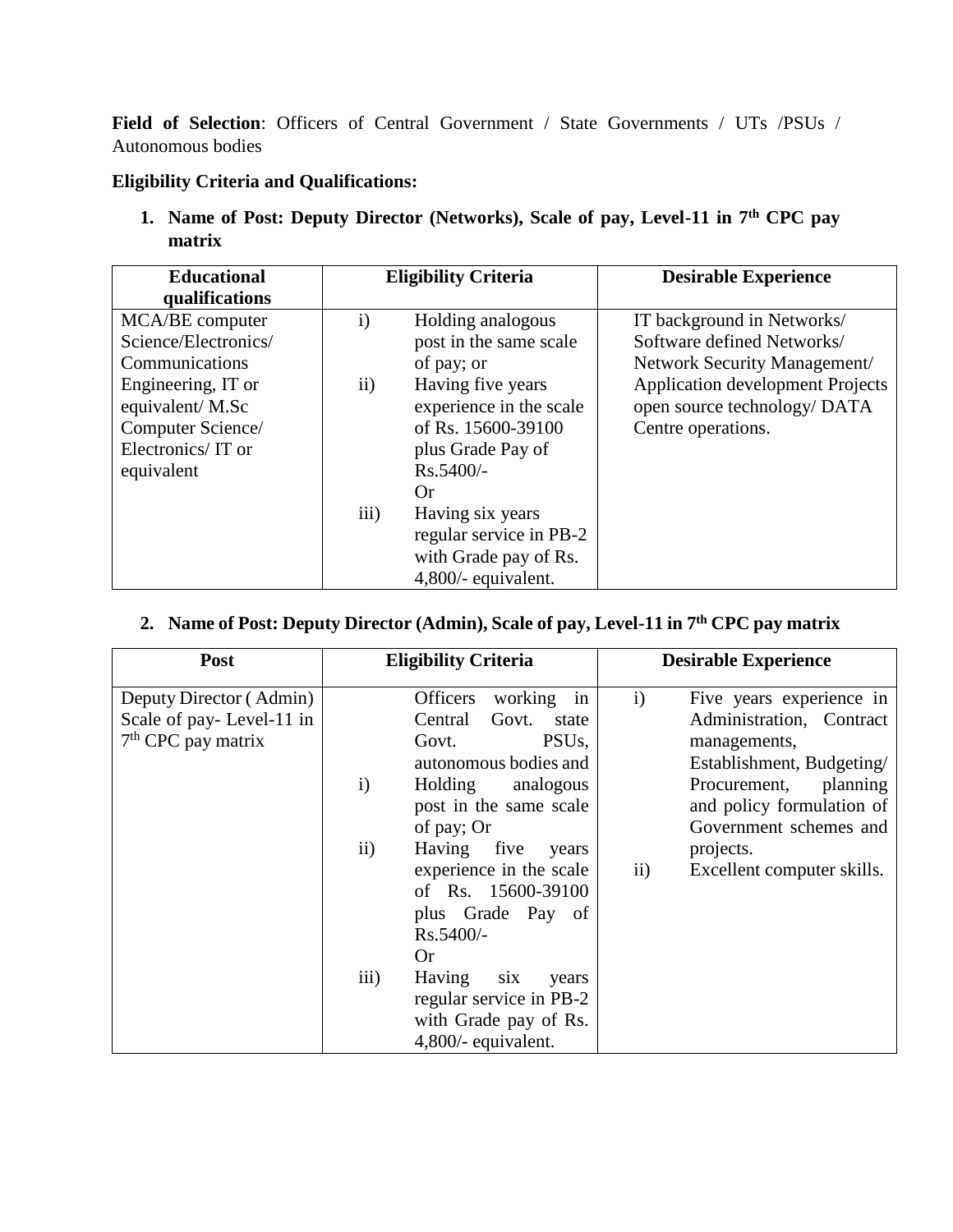**Field of Selection**: Officers of Central Government / State Governments / UTs /PSUs / Autonomous bodies

**Eligibility Criteria and Qualifications:**

1. **Name of Post: Deputy Director (Networks), Scale of pay, Level-11 in 7th CPC pay matrix**

| Educational qualifications | Eligibility Criteria | Desirable Experience |
|---|---|---|
| MCA/BE computer Science/Electronics/ Communications Engineering, IT or equivalent/ M.Sc Computer Science/ Electronics/ IT or equivalent | i) Holding analogous post in the same scale of pay; or<br>ii) Having five years experience in the scale of Rs. 15600-39100 plus Grade Pay of Rs.5400/-<br>Or<br>iii) Having six years regular service in PB-2 with Grade pay of Rs. 4,800/- equivalent. | IT background in Networks/ Software defined Networks/ Network Security Management/ Application development Projects open source technology/ DATA Centre operations. |

2. **Name of Post: Deputy Director (Admin), Scale of pay, Level-11 in 7th CPC pay matrix**

| Post | Eligibility Criteria | Desirable Experience |
|---|---|---|
| Deputy Director ( Admin) Scale of pay- Level-11 in 7th CPC pay matrix | Officers working in Central Govt. state Govt. PSUs, autonomous bodies and<br>i) Holding analogous post in the same scale of pay; Or<br>ii) Having five years experience in the scale of Rs. 15600-39100 plus Grade Pay of Rs.5400/-<br>Or<br>iii) Having six years regular service in PB-2 with Grade pay of Rs. 4,800/- equivalent. | i) Five years experience in Administration, Contract managements, Establishment, Budgeting/ Procurement, planning and policy formulation of Government schemes and projects.<br>ii) Excellent computer skills. |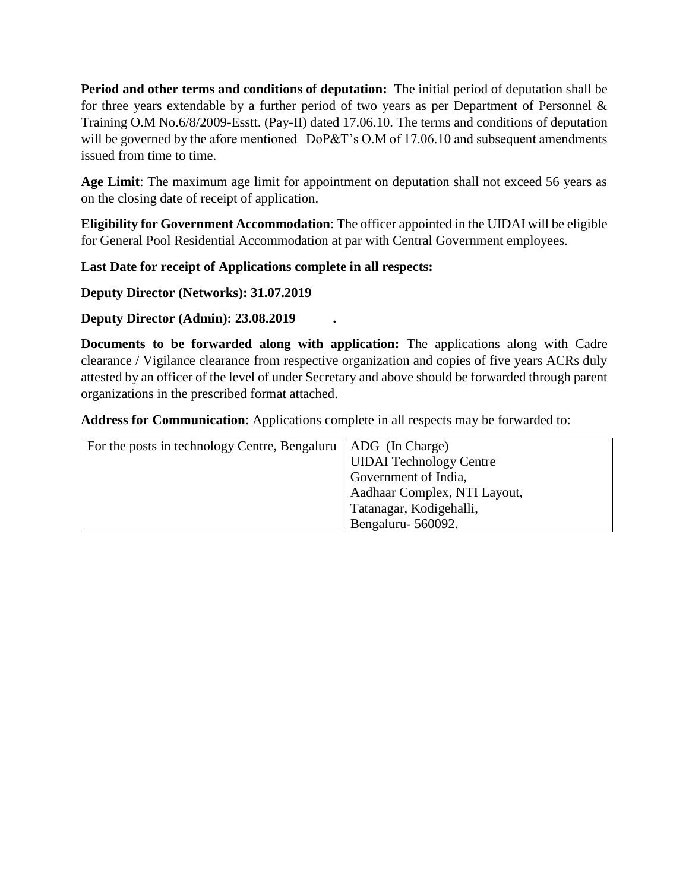**Period and other terms and conditions of deputation:** The initial period of deputation shall be for three years extendable by a further period of two years as per Department of Personnel & Training O.M No.6/8/2009-Esstt. (Pay-II) dated 17.06.10. The terms and conditions of deputation will be governed by the afore mentioned DoP&T's O.M of 17.06.10 and subsequent amendments issued from time to time.

**Age Limit**: The maximum age limit for appointment on deputation shall not exceed 56 years as on the closing date of receipt of application.

**Eligibility for Government Accommodation**: The officer appointed in the UIDAI will be eligible for General Pool Residential Accommodation at par with Central Government employees.

**Last Date for receipt of Applications complete in all respects:**

**Deputy Director (Networks): 31.07.2019**

**Deputy Director (Admin): 23.08.2019 .**

**Documents to be forwarded along with application:** The applications along with Cadre clearance / Vigilance clearance from respective organization and copies of five years ACRs duly attested by an officer of the level of under Secretary and above should be forwarded through parent organizations in the prescribed format attached.

**Address for Communication**: Applications complete in all respects may be forwarded to:

| | |
|---|---|
| For the posts in technology Centre, Bengaluru | ADG (In Charge)<br>UIDAI Technology Centre<br>Government of India,<br>Aadhaar Complex, NTI Layout,<br>Tatanagar, Kodigehalli,<br>Bengaluru- 560092. |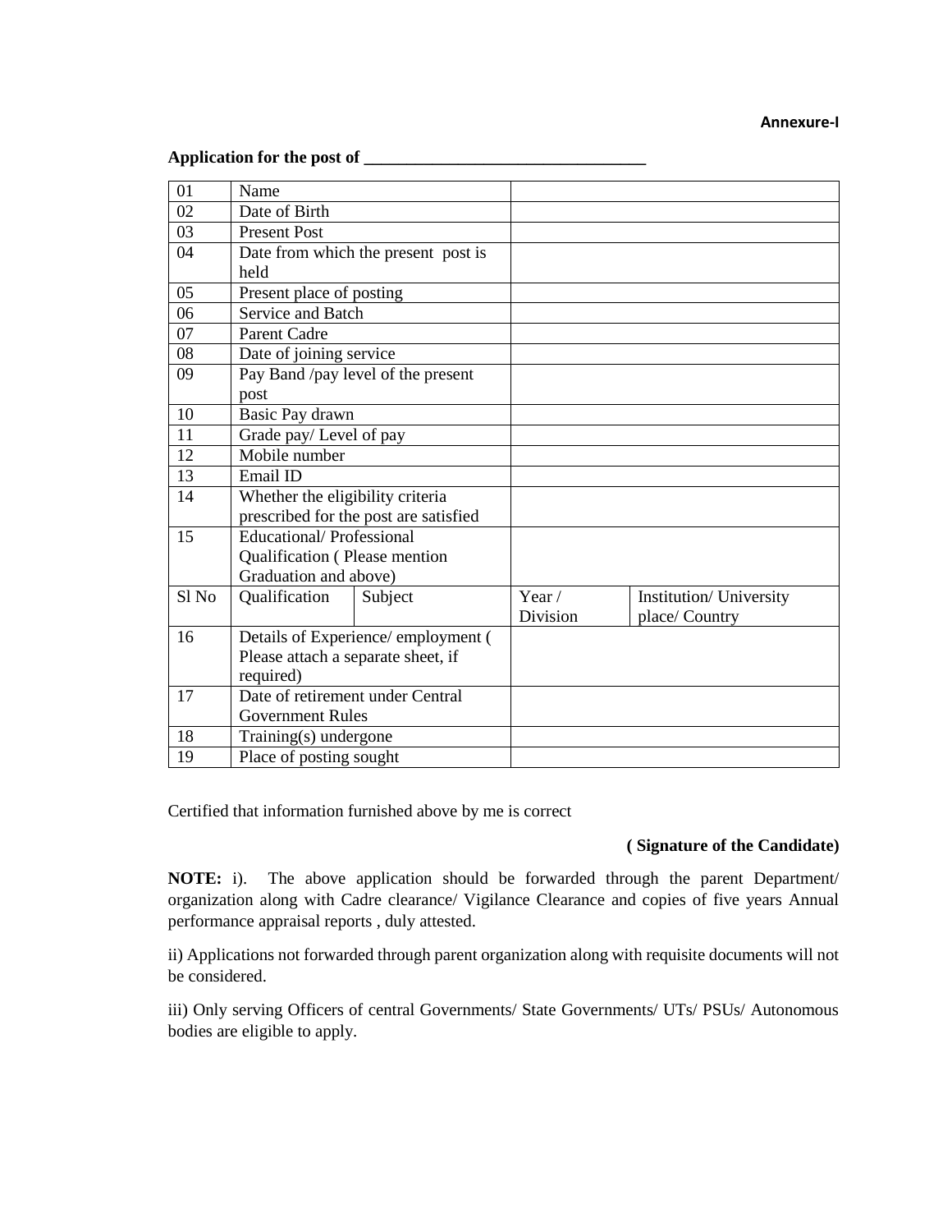**Annexure-I**

**Application for the post of \_\_\_\_\_\_\_\_\_\_\_\_\_\_\_\_\_\_\_\_\_\_\_\_\_\_\_\_\_\_\_\_\_**

| 01 | Name | | | |
|---|---|---|---|---|
| 02 | Date of Birth | | | |
| 03 | Present Post | | | |
| 04 | Date from which the present post is held | | | |
| 05 | Present place of posting | | | |
| 06 | Service and Batch | | | |
| 07 | Parent Cadre | | | |
| 08 | Date of joining service | | | |
| 09 | Pay Band /pay level of the present post | | | |
| 10 | Basic Pay drawn | | | |
| 11 | Grade pay/ Level of pay | | | |
| 12 | Mobile number | | | |
| 13 | Email ID | | | |
| 14 | Whether the eligibility criteria prescribed for the post are satisfied | | | |
| 15 | Educational/ Professional Qualification ( Please mention Graduation and above) | | | |
| Sl No | Qualification | Subject | Year / Division | Institution/ University place/ Country |
| 16 | Details of Experience/ employment ( Please attach a separate sheet, if required) | | | |
| 17 | Date of retirement under Central Government Rules | | | |
| 18 | Training(s) undergone | | | |
| 19 | Place of posting sought | | | |

Certified that information furnished above by me is correct

**( Signature of the Candidate)**

**NOTE:** i). The above application should be forwarded through the parent Department/ organization along with Cadre clearance/ Vigilance Clearance and copies of five years Annual performance appraisal reports , duly attested.

ii) Applications not forwarded through parent organization along with requisite documents will not be considered.

iii) Only serving Officers of central Governments/ State Governments/ UTs/ PSUs/ Autonomous bodies are eligible to apply.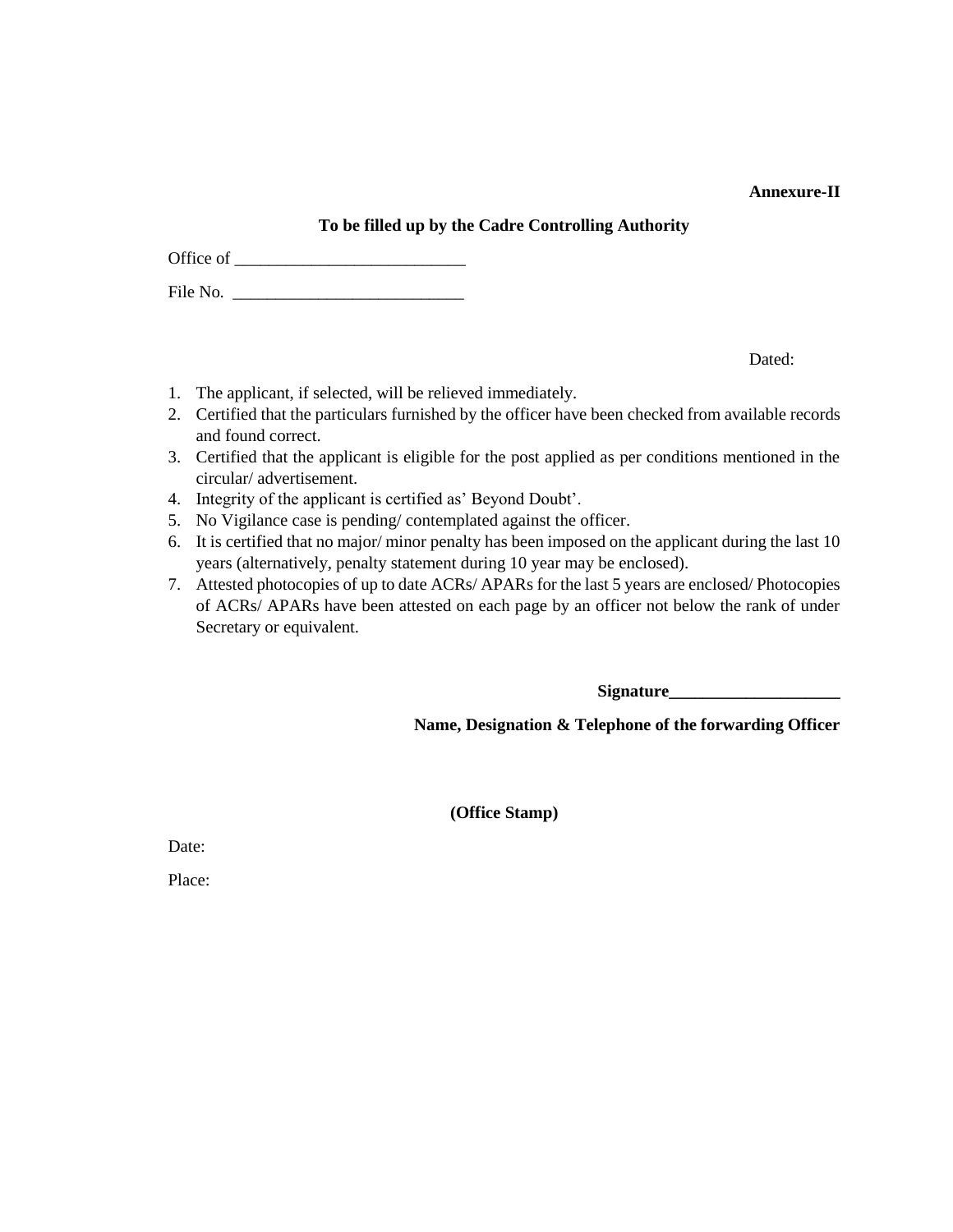**Annexure-II**

**To be filled up by the Cadre Controlling Authority**

Office of ___________________________

File No. ___________________________

Dated:

1. The applicant, if selected, will be relieved immediately.
2. Certified that the particulars furnished by the officer have been checked from available records and found correct.
3. Certified that the applicant is eligible for the post applied as per conditions mentioned in the circular/ advertisement.
4. Integrity of the applicant is certified as' Beyond Doubt'.
5. No Vigilance case is pending/ contemplated against the officer.
6. It is certified that no major/ minor penalty has been imposed on the applicant during the last 10 years (alternatively, penalty statement during 10 year may be enclosed).
7. Attested photocopies of up to date ACRs/ APARs for the last 5 years are enclosed/ Photocopies of ACRs/ APARs have been attested on each page by an officer not below the rank of under Secretary or equivalent.

**Signature____________________**

**Name, Designation & Telephone of the forwarding Officer**

**(Office Stamp)**

Date:

Place: